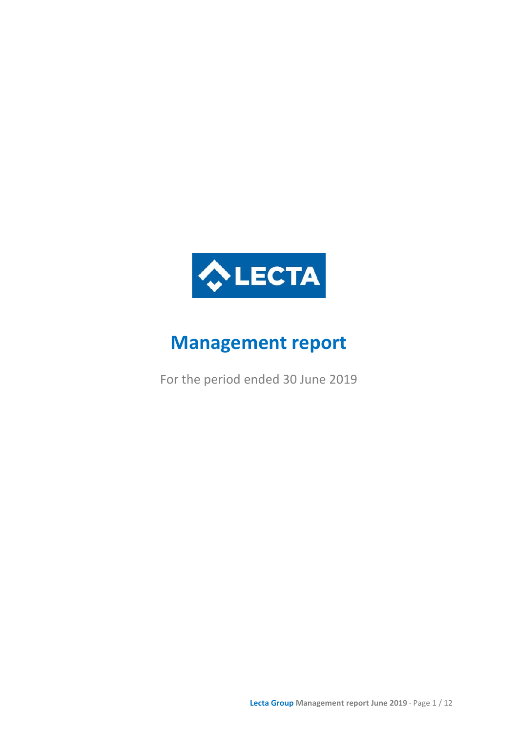LECTA

# Management report

For the period ended 30 June 2019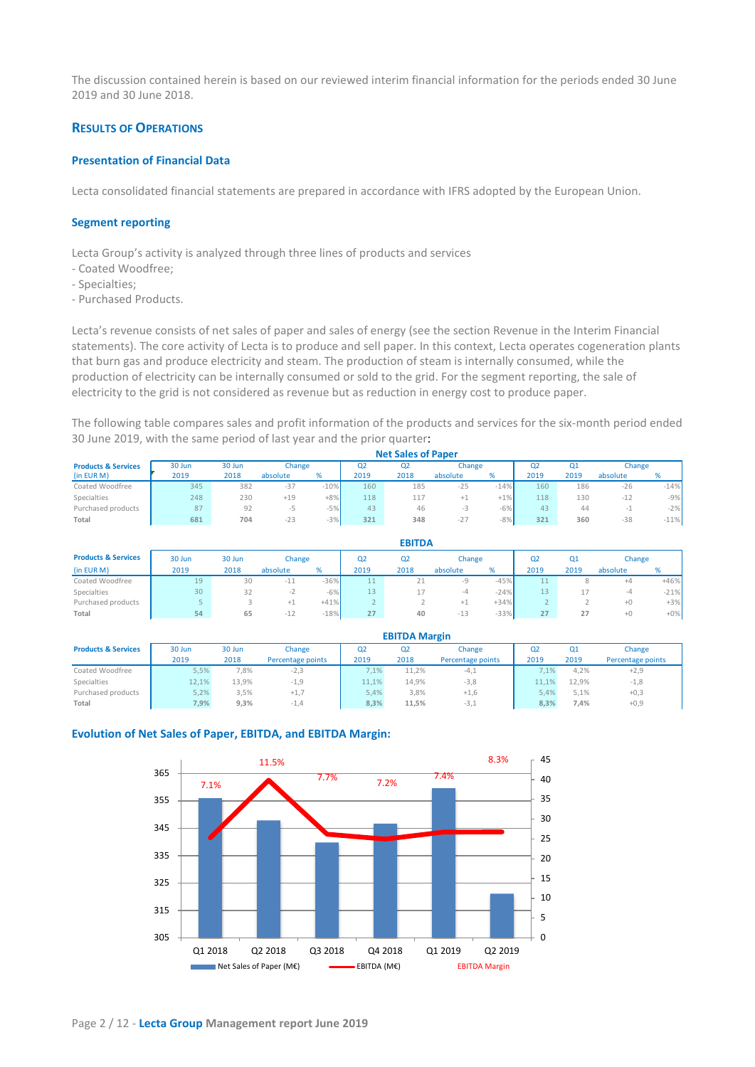The discussion contained herein is based on our reviewed interim financial information for the periods ended 30 June 2019 and 30 June 2018.

## Results of Operations

### Presentation of Financial Data

Lecta consolidated financial statements are prepared in accordance with IFRS adopted by the European Union.

### Segment reporting

Lecta Group's activity is analyzed through three lines of products and services
- Coated Woodfree;
- Specialties;
- Purchased Products.

Lecta's revenue consists of net sales of paper and sales of energy (see the section Revenue in the Interim Financial statements). The core activity of Lecta is to produce and sell paper. In this context, Lecta operates cogeneration plants that burn gas and produce electricity and steam. The production of steam is internally consumed, while the production of electricity can be internally consumed or sold to the grid. For the segment reporting, the sale of electricity to the grid is not considered as revenue but as reduction in energy cost to produce paper.

The following table compares sales and profit information of the products and services for the six-month period ended 30 June 2019, with the same period of last year and the prior quarter:

**Net Sales of Paper**

| Products & Services (in EUR M) | 30 Jun 2019 | 30 Jun 2018 | Change absolute | Change % | Q2 2019 | Q2 2018 | Change absolute | Change % | Q2 2019 | Q1 2019 | Change absolute | Change % |
|---|---|---|---|---|---|---|---|---|---|---|---|---|
| Coated Woodfree | 345 | 382 | -37 | -10% | 160 | 185 | -25 | -14% | 160 | 186 | -26 | -14% |
| Specialties | 248 | 230 | +19 | +8% | 118 | 117 | +1 | +1% | 118 | 130 | -12 | -9% |
| Purchased products | 87 | 92 | -5 | -5% | 43 | 46 | -3 | -6% | 43 | 44 | -1 | -2% |
| **Total** | **681** | **704** | -23 | -3% | **321** | **348** | -27 | -8% | **321** | **360** | -38 | -11% |

**EBITDA**

| Products & Services (in EUR M) | 30 Jun 2019 | 30 Jun 2018 | Change absolute | Change % | Q2 2019 | Q2 2018 | Change absolute | Change % | Q2 2019 | Q1 2019 | Change absolute | Change % |
|---|---|---|---|---|---|---|---|---|---|---|---|---|
| Coated Woodfree | 19 | 30 | -11 | -36% | 11 | 21 | -9 | -45% | 11 | 8 | +4 | +46% |
| Specialties | 30 | 32 | -2 | -6% | 13 | 17 | -4 | -24% | 13 | 17 | -4 | -21% |
| Purchased products | 5 | 3 | +1 | +41% | 2 | 2 | +1 | +34% | 2 | 2 | +0 | +3% |
| **Total** | **54** | **65** | -12 | -18% | **27** | **40** | -13 | -33% | **27** | **27** | +0 | +0% |

**EBITDA Margin**

| Products & Services | 30 Jun 2019 | 30 Jun 2018 | Change Percentage points | Q2 2019 | Q2 2018 | Change Percentage points | Q2 2019 | Q1 2019 | Change Percentage points |
|---|---|---|---|---|---|---|---|---|---|
| Coated Woodfree | 5,5% | 7,8% | -2,3 | 7,1% | 11,2% | -4,1 | 7,1% | 4,2% | +2,9 |
| Specialties | 12,1% | 13,9% | -1,9 | 11,1% | 14,9% | -3,8 | 11,1% | 12,9% | -1,8 |
| Purchased products | 5,2% | 3,5% | +1,7 | 5,4% | 3,8% | +1,6 | 5,4% | 5,1% | +0,3 |
| **Total** | **7,9%** | **9,3%** | -1,4 | **8,3%** | **11,5%** | -3,1 | **8,3%** | **7,4%** | +0,9 |

### Evolution of Net Sales of Paper, EBITDA, and EBITDA Margin:

| | Q1 2018 | Q2 2018 | Q3 2018 | Q4 2018 | Q1 2019 | Q2 2019 |
|---|---|---|---|---|---|---|
| EBITDA Margin | 7.1% | 11.5% | 7.7% | 7.2% | 7.4% | 8.3% |

Net Sales of Paper (M€) — EBITDA (M€) — EBITDA Margin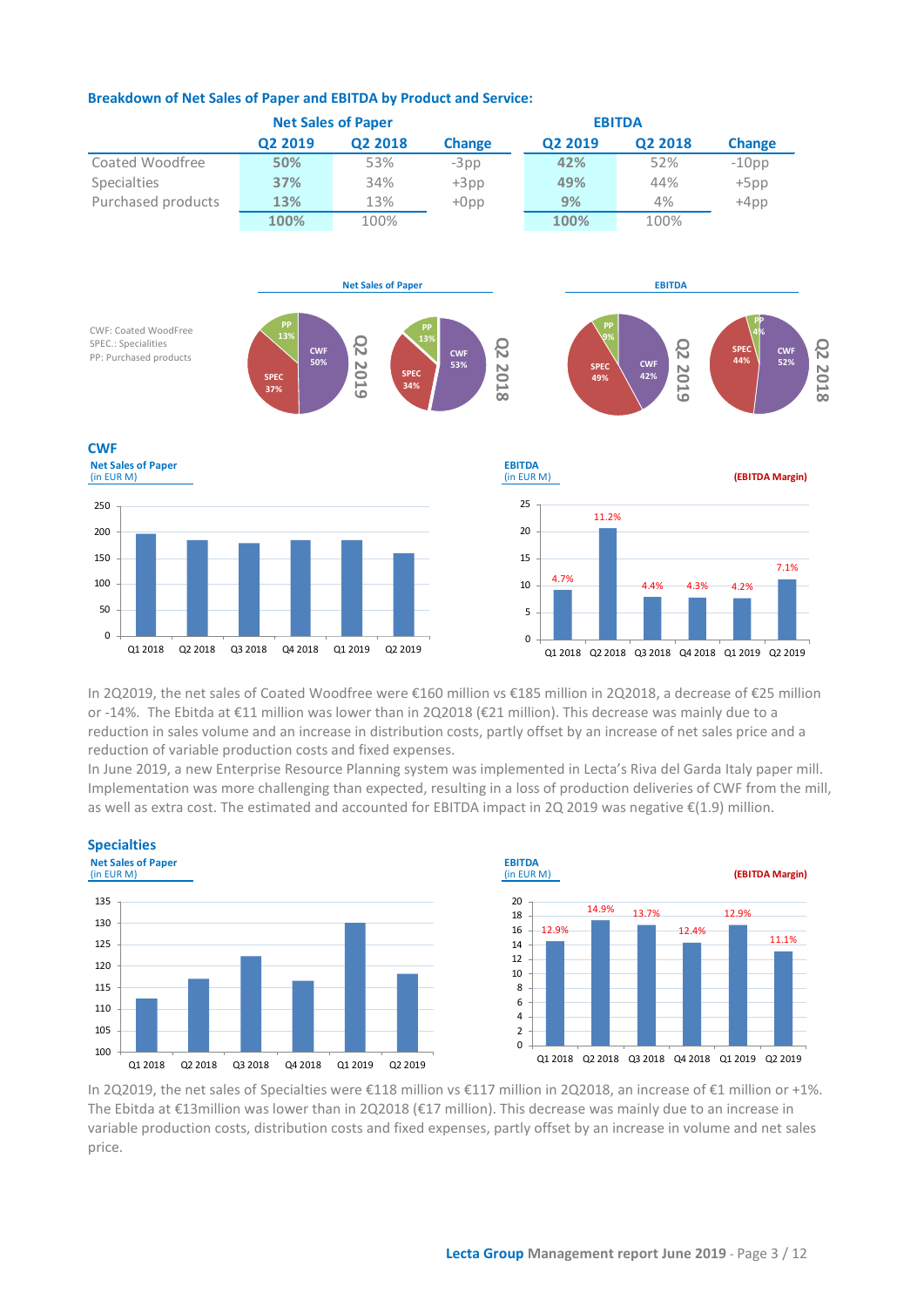### Breakdown of Net Sales of Paper and EBITDA by Product and Service:

| | Net Sales of Paper | | | EBITDA | | |
|---|---|---|---|---|---|---|
| | **Q2 2019** | **Q2 2018** | **Change** | **Q2 2019** | **Q2 2018** | **Change** |
| Coated Woodfree | **50%** | 53% | -3pp | **42%** | 52% | -10pp |
| Specialties | **37%** | 34% | +3pp | **49%** | 44% | +5pp |
| Purchased products | **13%** | 13% | +0pp | **9%** | 4% | +4pp |
| | **100%** | 100% | | **100%** | 100% | |

CWF: Coated WoodFree
SPEC.: Specialities
PP: Purchased products

## CWF

In 2Q2019, the net sales of Coated Woodfree were €160 million vs €185 million in 2Q2018, a decrease of €25 million or -14%. The Ebitda at €11 million was lower than in 2Q2018 (€21 million). This decrease was mainly due to a reduction in sales volume and an increase in distribution costs, partly offset by an increase of net sales price and a reduction of variable production costs and fixed expenses.

In June 2019, a new Enterprise Resource Planning system was implemented in Lecta's Riva del Garda Italy paper mill. Implementation was more challenging than expected, resulting in a loss of production deliveries of CWF from the mill, as well as extra cost. The estimated and accounted for EBITDA impact in 2Q 2019 was negative €(1.9) million.

## Specialties

In 2Q2019, the net sales of Specialties were €118 million vs €117 million in 2Q2018, an increase of €1 million or +1%. The Ebitda at €13million was lower than in 2Q2018 (€17 million). This decrease was mainly due to an increase in variable production costs, distribution costs and fixed expenses, partly offset by an increase in volume and net sales price.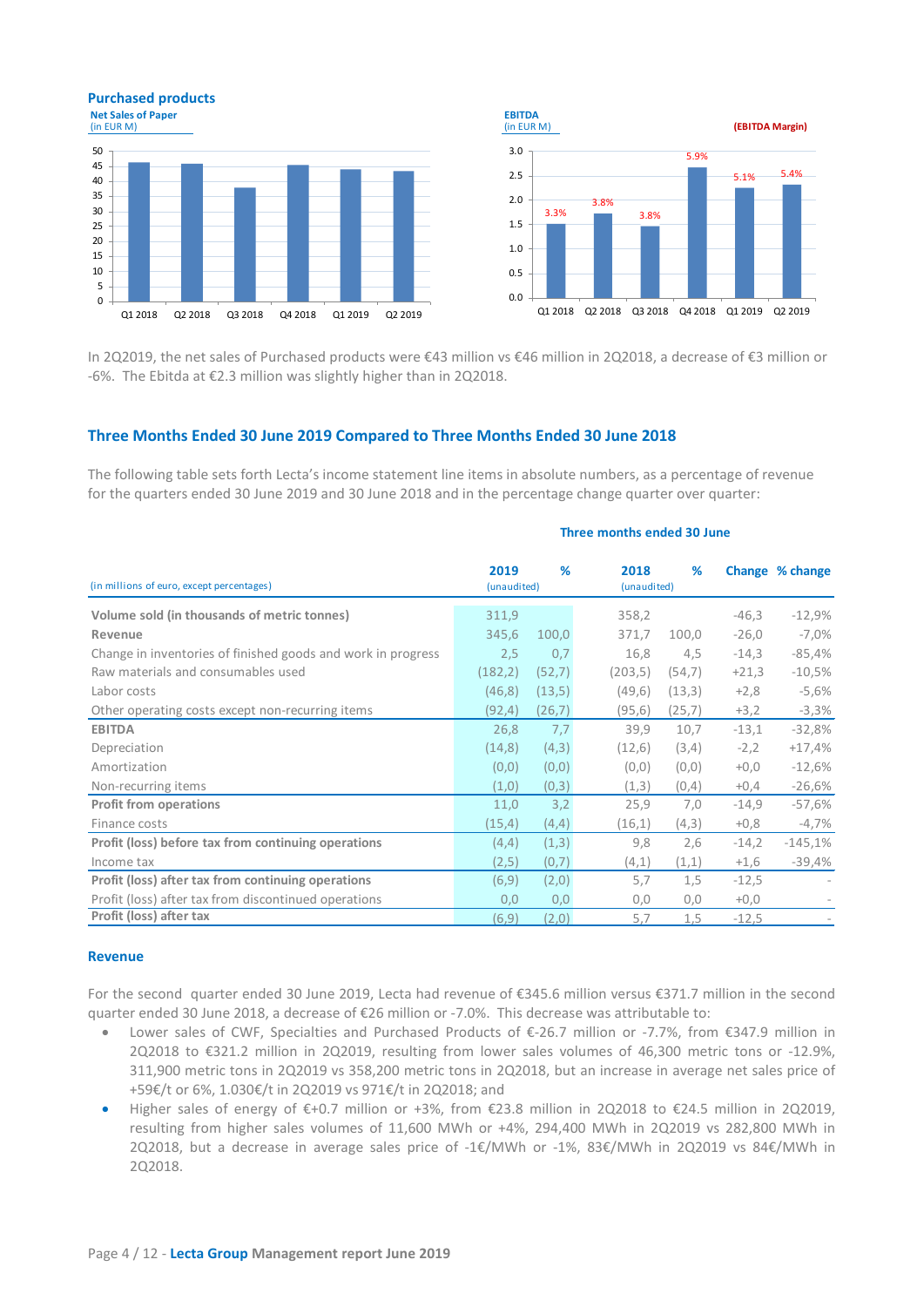### Purchased products

**Net Sales of Paper**
(in EUR M)

| | Q1 2018 | Q2 2018 | Q3 2018 | Q4 2018 | Q1 2019 | Q2 2019 |
|---|---|---|---|---|---|---|

**EBITDA**
(in EUR M)

**(EBITDA Margin)**

| | Q1 2018 | Q2 2018 | Q3 2018 | Q4 2018 | Q1 2019 | Q2 2019 |
|---|---|---|---|---|---|---|
| EBITDA Margin | 3.3% | 3.8% | 3.8% | 5.9% | 5.1% | 5.4% |

In 2Q2019, the net sales of Purchased products were €43 million vs €46 million in 2Q2018, a decrease of €3 million or -6%. The Ebitda at €2.3 million was slightly higher than in 2Q2018.

## Three Months Ended 30 June 2019 Compared to Three Months Ended 30 June 2018

The following table sets forth Lecta's income statement line items in absolute numbers, as a percentage of revenue for the quarters ended 30 June 2019 and 30 June 2018 and in the percentage change quarter over quarter:

| | Three months ended 30 June | | | | | |
|---|---|---|---|---|---|---|
| (in millions of euro, except percentages) | 2019 (unaudited) | % | 2018 (unaudited) | % | Change | % change |
| **Volume sold (in thousands of metric tonnes)** | 311,9 | | 358,2 | | -46,3 | -12,9% |
| **Revenue** | 345,6 | 100,0 | 371,7 | 100,0 | -26,0 | -7,0% |
| Change in inventories of finished goods and work in progress | 2,5 | 0,7 | 16,8 | 4,5 | -14,3 | -85,4% |
| Raw materials and consumables used | (182,2) | (52,7) | (203,5) | (54,7) | +21,3 | -10,5% |
| Labor costs | (46,8) | (13,5) | (49,6) | (13,3) | +2,8 | -5,6% |
| Other operating costs except non-recurring items | (92,4) | (26,7) | (95,6) | (25,7) | +3,2 | -3,3% |
| **EBITDA** | 26,8 | 7,7 | 39,9 | 10,7 | -13,1 | -32,8% |
| Depreciation | (14,8) | (4,3) | (12,6) | (3,4) | -2,2 | +17,4% |
| Amortization | (0,0) | (0,0) | (0,0) | (0,0) | +0,0 | -12,6% |
| Non-recurring items | (1,0) | (0,3) | (1,3) | (0,4) | +0,4 | -26,6% |
| **Profit from operations** | 11,0 | 3,2 | 25,9 | 7,0 | -14,9 | -57,6% |
| Finance costs | (15,4) | (4,4) | (16,1) | (4,3) | +0,8 | -4,7% |
| **Profit (loss) before tax from continuing operations** | (4,4) | (1,3) | 9,8 | 2,6 | -14,2 | -145,1% |
| Income tax | (2,5) | (0,7) | (4,1) | (1,1) | +1,6 | -39,4% |
| **Profit (loss) after tax from continuing operations** | (6,9) | (2,0) | 5,7 | 1,5 | -12,5 | - |
| Profit (loss) after tax from discontinued operations | 0,0 | 0,0 | 0,0 | 0,0 | +0,0 | - |
| **Profit (loss) after tax** | (6,9) | (2,0) | 5,7 | 1,5 | -12,5 | - |

### Revenue

For the second quarter ended 30 June 2019, Lecta had revenue of €345.6 million versus €371.7 million in the second quarter ended 30 June 2018, a decrease of €26 million or -7.0%. This decrease was attributable to:

- Lower sales of CWF, Specialties and Purchased Products of €-26.7 million or -7.7%, from €347.9 million in 2Q2018 to €321.2 million in 2Q2019, resulting from lower sales volumes of 46,300 metric tons or -12.9%, 311,900 metric tons in 2Q2019 vs 358,200 metric tons in 2Q2018, but an increase in average net sales price of +59€/t or 6%, 1.030€/t in 2Q2019 vs 971€/t in 2Q2018; and
- Higher sales of energy of €+0.7 million or +3%, from €23.8 million in 2Q2018 to €24.5 million in 2Q2019, resulting from higher sales volumes of 11,600 MWh or +4%, 294,400 MWh in 2Q2019 vs 282,800 MWh in 2Q2018, but a decrease in average sales price of -1€/MWh or -1%, 83€/MWh in 2Q2019 vs 84€/MWh in 2Q2018.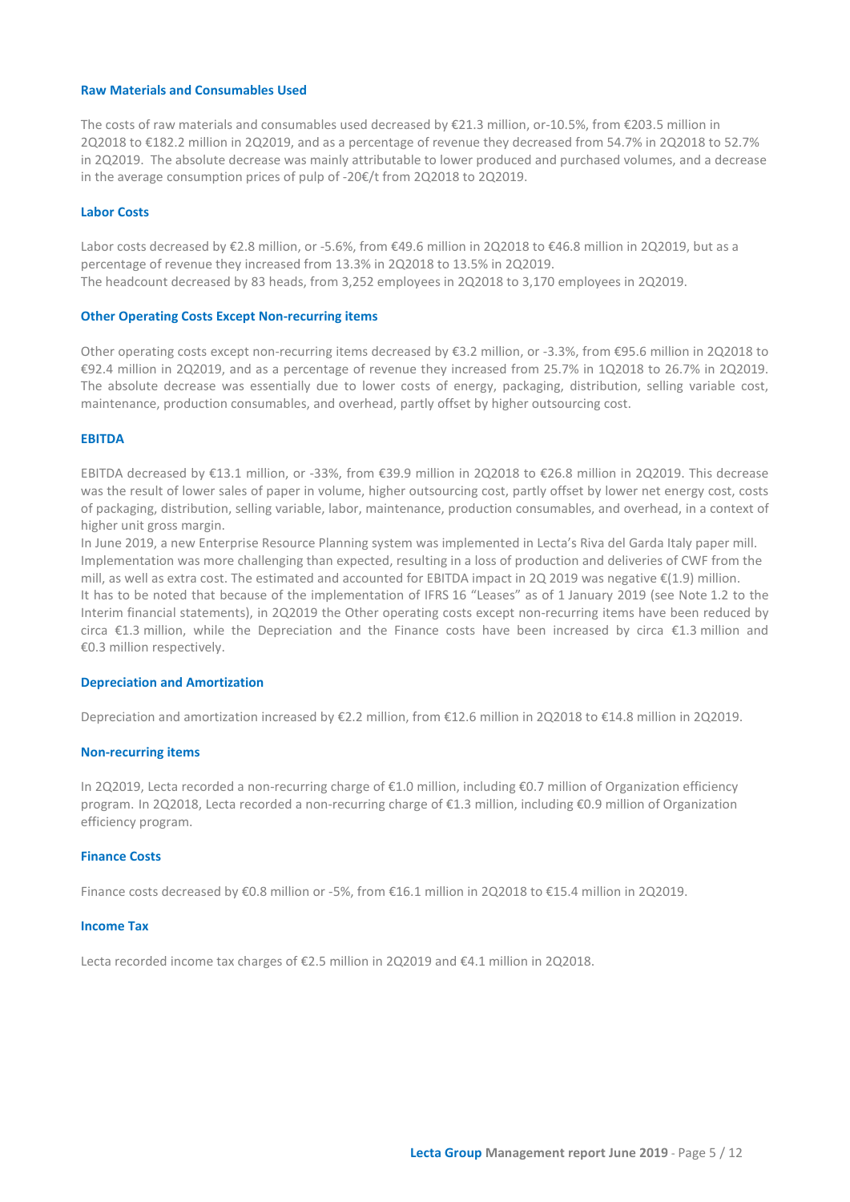### Raw Materials and Consumables Used

The costs of raw materials and consumables used decreased by €21.3 million, or-10.5%, from €203.5 million in 2Q2018 to €182.2 million in 2Q2019, and as a percentage of revenue they decreased from 54.7% in 2Q2018 to 52.7% in 2Q2019. The absolute decrease was mainly attributable to lower produced and purchased volumes, and a decrease in the average consumption prices of pulp of -20€/t from 2Q2018 to 2Q2019.

### Labor Costs

Labor costs decreased by €2.8 million, or -5.6%, from €49.6 million in 2Q2018 to €46.8 million in 2Q2019, but as a percentage of revenue they increased from 13.3% in 2Q2018 to 13.5% in 2Q2019.
The headcount decreased by 83 heads, from 3,252 employees in 2Q2018 to 3,170 employees in 2Q2019.

### Other Operating Costs Except Non-recurring items

Other operating costs except non-recurring items decreased by €3.2 million, or -3.3%, from €95.6 million in 2Q2018 to €92.4 million in 2Q2019, and as a percentage of revenue they increased from 25.7% in 1Q2018 to 26.7% in 2Q2019. The absolute decrease was essentially due to lower costs of energy, packaging, distribution, selling variable cost, maintenance, production consumables, and overhead, partly offset by higher outsourcing cost.

### EBITDA

EBITDA decreased by €13.1 million, or -33%, from €39.9 million in 2Q2018 to €26.8 million in 2Q2019. This decrease was the result of lower sales of paper in volume, higher outsourcing cost, partly offset by lower net energy cost, costs of packaging, distribution, selling variable, labor, maintenance, production consumables, and overhead, in a context of higher unit gross margin.
In June 2019, a new Enterprise Resource Planning system was implemented in Lecta's Riva del Garda Italy paper mill. Implementation was more challenging than expected, resulting in a loss of production and deliveries of CWF from the mill, as well as extra cost. The estimated and accounted for EBITDA impact in 2Q 2019 was negative €(1.9) million.
It has to be noted that because of the implementation of IFRS 16 "Leases" as of 1 January 2019 (see Note 1.2 to the Interim financial statements), in 2Q2019 the Other operating costs except non-recurring items have been reduced by circa €1.3 million, while the Depreciation and the Finance costs have been increased by circa €1.3 million and €0.3 million respectively.

### Depreciation and Amortization

Depreciation and amortization increased by €2.2 million, from €12.6 million in 2Q2018 to €14.8 million in 2Q2019.

### Non-recurring items

In 2Q2019, Lecta recorded a non-recurring charge of €1.0 million, including €0.7 million of Organization efficiency program. In 2Q2018, Lecta recorded a non-recurring charge of €1.3 million, including €0.9 million of Organization efficiency program.

### Finance Costs

Finance costs decreased by €0.8 million or -5%, from €16.1 million in 2Q2018 to €15.4 million in 2Q2019.

### Income Tax

Lecta recorded income tax charges of €2.5 million in 2Q2019 and €4.1 million in 2Q2018.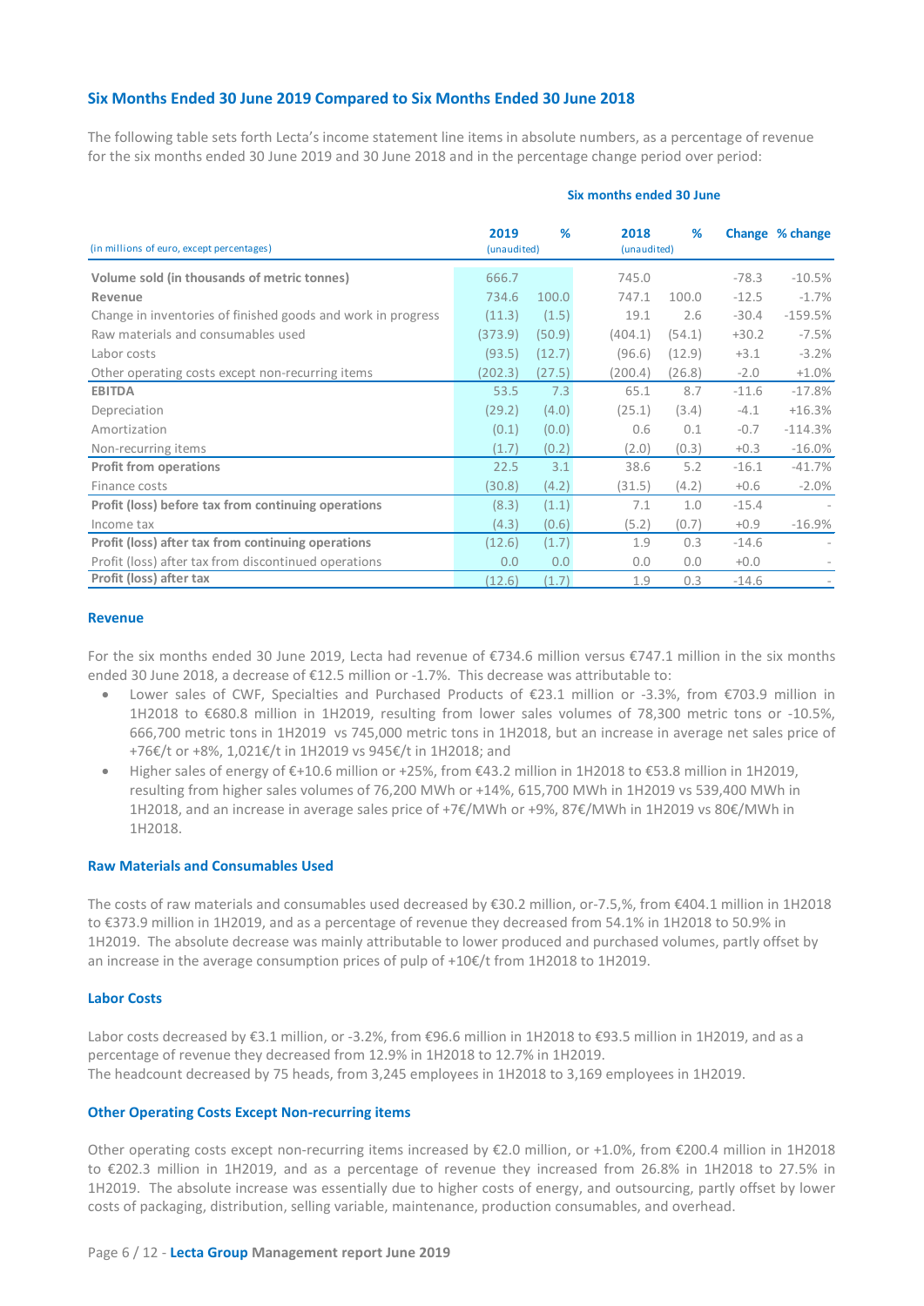## Six Months Ended 30 June 2019 Compared to Six Months Ended 30 June 2018

The following table sets forth Lecta's income statement line items in absolute numbers, as a percentage of revenue for the six months ended 30 June 2019 and 30 June 2018 and in the percentage change period over period:

| | Six months ended 30 June | | | | | |
|---|---|---|---|---|---|---|
| (in millions of euro, except percentages) | 2019 (unaudited) | % | 2018 (unaudited) | % | Change | % change |
| **Volume sold (in thousands of metric tonnes)** | 666.7 | | 745.0 | | -78.3 | -10.5% |
| **Revenue** | 734.6 | 100.0 | 747.1 | 100.0 | -12.5 | -1.7% |
| Change in inventories of finished goods and work in progress | (11.3) | (1.5) | 19.1 | 2.6 | -30.4 | -159.5% |
| Raw materials and consumables used | (373.9) | (50.9) | (404.1) | (54.1) | +30.2 | -7.5% |
| Labor costs | (93.5) | (12.7) | (96.6) | (12.9) | +3.1 | -3.2% |
| Other operating costs except non-recurring items | (202.3) | (27.5) | (200.4) | (26.8) | -2.0 | +1.0% |
| **EBITDA** | 53.5 | 7.3 | 65.1 | 8.7 | -11.6 | -17.8% |
| Depreciation | (29.2) | (4.0) | (25.1) | (3.4) | -4.1 | +16.3% |
| Amortization | (0.1) | (0.0) | 0.6 | 0.1 | -0.7 | -114.3% |
| Non-recurring items | (1.7) | (0.2) | (2.0) | (0.3) | +0.3 | -16.0% |
| **Profit from operations** | 22.5 | 3.1 | 38.6 | 5.2 | -16.1 | -41.7% |
| Finance costs | (30.8) | (4.2) | (31.5) | (4.2) | +0.6 | -2.0% |
| **Profit (loss) before tax from continuing operations** | (8.3) | (1.1) | 7.1 | 1.0 | -15.4 | - |
| Income tax | (4.3) | (0.6) | (5.2) | (0.7) | +0.9 | -16.9% |
| **Profit (loss) after tax from continuing operations** | (12.6) | (1.7) | 1.9 | 0.3 | -14.6 | - |
| Profit (loss) after tax from discontinued operations | 0.0 | 0.0 | 0.0 | 0.0 | +0.0 | - |
| **Profit (loss) after tax** | (12.6) | (1.7) | 1.9 | 0.3 | -14.6 | - |

### Revenue

For the six months ended 30 June 2019, Lecta had revenue of €734.6 million versus €747.1 million in the six months ended 30 June 2018, a decrease of €12.5 million or -1.7%. This decrease was attributable to:

- Lower sales of CWF, Specialties and Purchased Products of €23.1 million or -3.3%, from €703.9 million in 1H2018 to €680.8 million in 1H2019, resulting from lower sales volumes of 78,300 metric tons or -10.5%, 666,700 metric tons in 1H2019 vs 745,000 metric tons in 1H2018, but an increase in average net sales price of +76€/t or +8%, 1,021€/t in 1H2019 vs 945€/t in 1H2018; and
- Higher sales of energy of €+10.6 million or +25%, from €43.2 million in 1H2018 to €53.8 million in 1H2019, resulting from higher sales volumes of 76,200 MWh or +14%, 615,700 MWh in 1H2019 vs 539,400 MWh in 1H2018, and an increase in average sales price of +7€/MWh or +9%, 87€/MWh in 1H2019 vs 80€/MWh in 1H2018.

### Raw Materials and Consumables Used

The costs of raw materials and consumables used decreased by €30.2 million, or-7.5,%, from €404.1 million in 1H2018 to €373.9 million in 1H2019, and as a percentage of revenue they decreased from 54.1% in 1H2018 to 50.9% in 1H2019. The absolute decrease was mainly attributable to lower produced and purchased volumes, partly offset by an increase in the average consumption prices of pulp of +10€/t from 1H2018 to 1H2019.

### Labor Costs

Labor costs decreased by €3.1 million, or -3.2%, from €96.6 million in 1H2018 to €93.5 million in 1H2019, and as a percentage of revenue they decreased from 12.9% in 1H2018 to 12.7% in 1H2019.
The headcount decreased by 75 heads, from 3,245 employees in 1H2018 to 3,169 employees in 1H2019.

### Other Operating Costs Except Non-recurring items

Other operating costs except non-recurring items increased by €2.0 million, or +1.0%, from €200.4 million in 1H2018 to €202.3 million in 1H2019, and as a percentage of revenue they increased from 26.8% in 1H2018 to 27.5% in 1H2019. The absolute increase was essentially due to higher costs of energy, and outsourcing, partly offset by lower costs of packaging, distribution, selling variable, maintenance, production consumables, and overhead.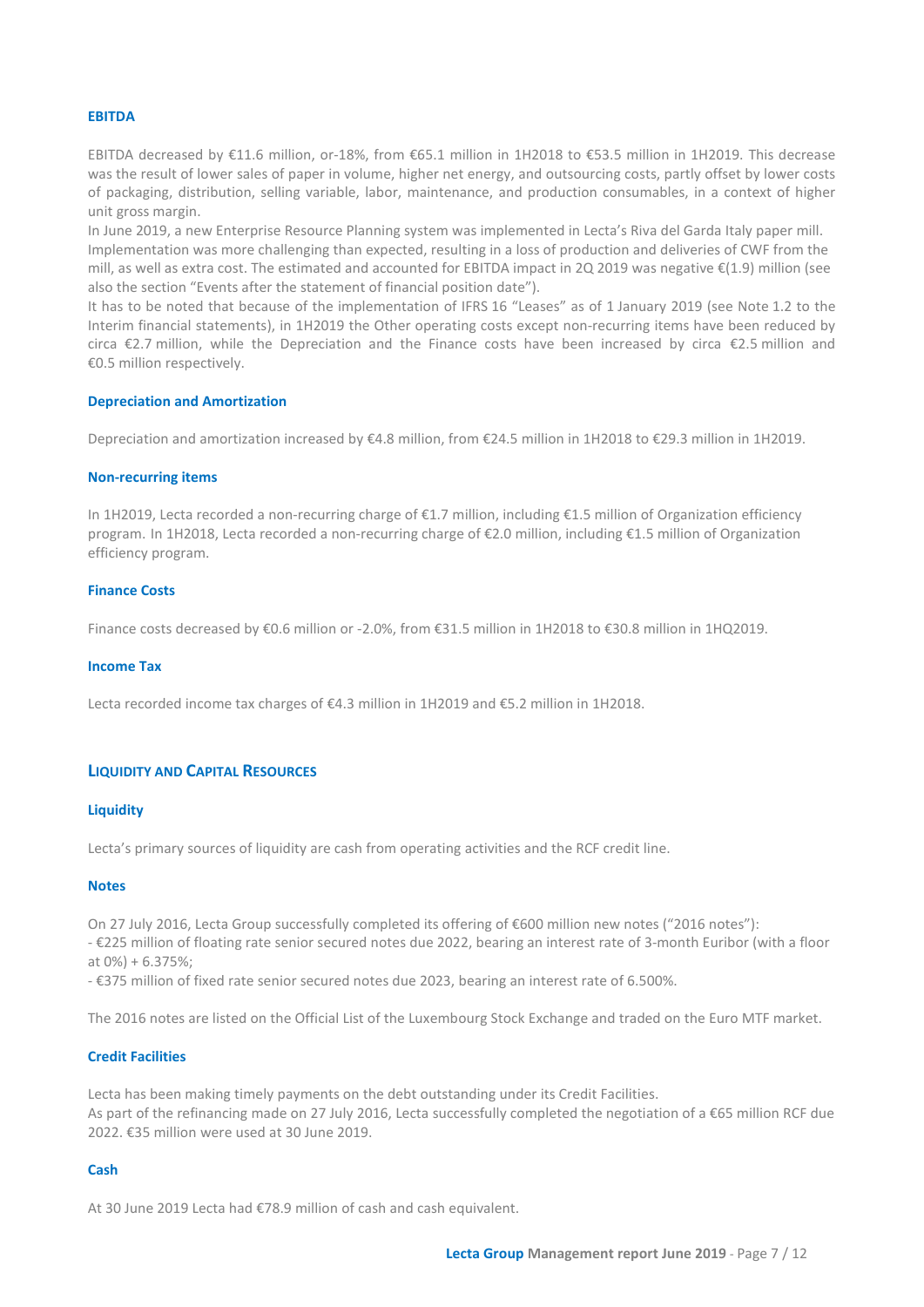### EBITDA

EBITDA decreased by €11.6 million, or-18%, from €65.1 million in 1H2018 to €53.5 million in 1H2019. This decrease was the result of lower sales of paper in volume, higher net energy, and outsourcing costs, partly offset by lower costs of packaging, distribution, selling variable, labor, maintenance, and production consumables, in a context of higher unit gross margin.

In June 2019, a new Enterprise Resource Planning system was implemented in Lecta's Riva del Garda Italy paper mill. Implementation was more challenging than expected, resulting in a loss of production and deliveries of CWF from the mill, as well as extra cost. The estimated and accounted for EBITDA impact in 2Q 2019 was negative €(1.9) million (see also the section "Events after the statement of financial position date").

It has to be noted that because of the implementation of IFRS 16 "Leases" as of 1 January 2019 (see Note 1.2 to the Interim financial statements), in 1H2019 the Other operating costs except non-recurring items have been reduced by circa €2.7 million, while the Depreciation and the Finance costs have been increased by circa €2.5 million and €0.5 million respectively.

### Depreciation and Amortization

Depreciation and amortization increased by €4.8 million, from €24.5 million in 1H2018 to €29.3 million in 1H2019.

### Non-recurring items

In 1H2019, Lecta recorded a non-recurring charge of €1.7 million, including €1.5 million of Organization efficiency program. In 1H2018, Lecta recorded a non-recurring charge of €2.0 million, including €1.5 million of Organization efficiency program.

### Finance Costs

Finance costs decreased by €0.6 million or -2.0%, from €31.5 million in 1H2018 to €30.8 million in 1HQ2019.

### Income Tax

Lecta recorded income tax charges of €4.3 million in 1H2019 and €5.2 million in 1H2018.

## LIQUIDITY AND CAPITAL RESOURCES

### Liquidity

Lecta's primary sources of liquidity are cash from operating activities and the RCF credit line.

### Notes

On 27 July 2016, Lecta Group successfully completed its offering of €600 million new notes ("2016 notes"):

- €225 million of floating rate senior secured notes due 2022, bearing an interest rate of 3-month Euribor (with a floor at 0%) + 6.375%;
- €375 million of fixed rate senior secured notes due 2023, bearing an interest rate of 6.500%.

The 2016 notes are listed on the Official List of the Luxembourg Stock Exchange and traded on the Euro MTF market.

### Credit Facilities

Lecta has been making timely payments on the debt outstanding under its Credit Facilities.

As part of the refinancing made on 27 July 2016, Lecta successfully completed the negotiation of a €65 million RCF due 2022. €35 million were used at 30 June 2019.

### Cash

At 30 June 2019 Lecta had €78.9 million of cash and cash equivalent.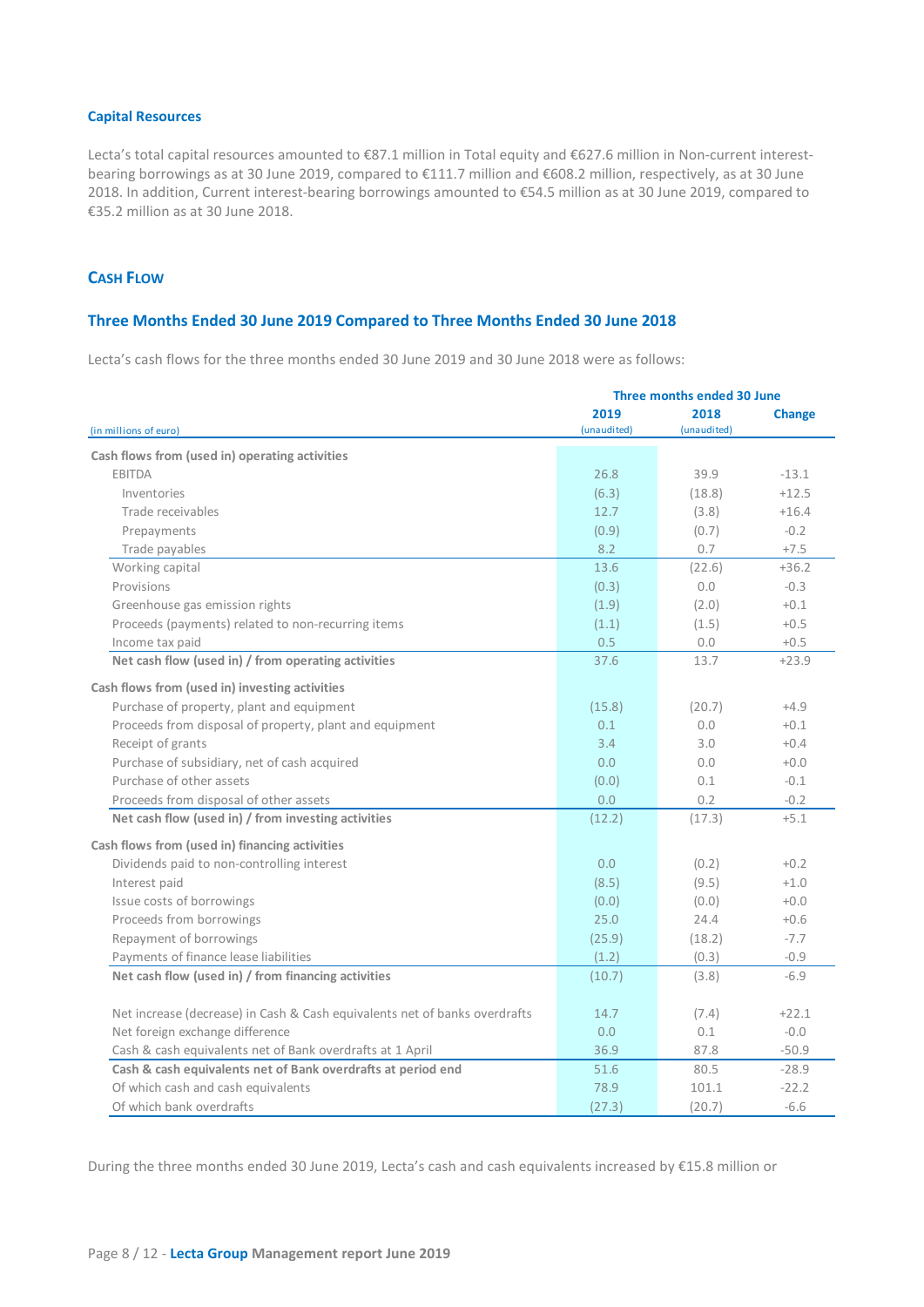### Capital Resources

Lecta's total capital resources amounted to €87.1 million in Total equity and €627.6 million in Non-current interest-bearing borrowings as at 30 June 2019, compared to €111.7 million and €608.2 million, respectively, as at 30 June 2018. In addition, Current interest-bearing borrowings amounted to €54.5 million as at 30 June 2019, compared to €35.2 million as at 30 June 2018.

## CASH FLOW

### Three Months Ended 30 June 2019 Compared to Three Months Ended 30 June 2018

Lecta's cash flows for the three months ended 30 June 2019 and 30 June 2018 were as follows:

| | Three months ended 30 June | | |
|---|---|---|---|
| (in millions of euro) | 2019 (unaudited) | 2018 (unaudited) | Change |
| **Cash flows from (used in) operating activities** | | | |
| EBITDA | 26.8 | 39.9 | -13.1 |
| Inventories | (6.3) | (18.8) | +12.5 |
| Trade receivables | 12.7 | (3.8) | +16.4 |
| Prepayments | (0.9) | (0.7) | -0.2 |
| Trade payables | 8.2 | 0.7 | +7.5 |
| Working capital | 13.6 | (22.6) | +36.2 |
| Provisions | (0.3) | 0.0 | -0.3 |
| Greenhouse gas emission rights | (1.9) | (2.0) | +0.1 |
| Proceeds (payments) related to non-recurring items | (1.1) | (1.5) | +0.5 |
| Income tax paid | 0.5 | 0.0 | +0.5 |
| **Net cash flow (used in) / from operating activities** | 37.6 | 13.7 | +23.9 |
| **Cash flows from (used in) investing activities** | | | |
| Purchase of property, plant and equipment | (15.8) | (20.7) | +4.9 |
| Proceeds from disposal of property, plant and equipment | 0.1 | 0.0 | +0.1 |
| Receipt of grants | 3.4 | 3.0 | +0.4 |
| Purchase of subsidiary, net of cash acquired | 0.0 | 0.0 | +0.0 |
| Purchase of other assets | (0.0) | 0.1 | -0.1 |
| Proceeds from disposal of other assets | 0.0 | 0.2 | -0.2 |
| **Net cash flow (used in) / from investing activities** | (12.2) | (17.3) | +5.1 |
| **Cash flows from (used in) financing activities** | | | |
| Dividends paid to non-controlling interest | 0.0 | (0.2) | +0.2 |
| Interest paid | (8.5) | (9.5) | +1.0 |
| Issue costs of borrowings | (0.0) | (0.0) | +0.0 |
| Proceeds from borrowings | 25.0 | 24.4 | +0.6 |
| Repayment of borrowings | (25.9) | (18.2) | -7.7 |
| Payments of finance lease liabilities | (1.2) | (0.3) | -0.9 |
| **Net cash flow (used in) / from financing activities** | (10.7) | (3.8) | -6.9 |
| Net increase (decrease) in Cash & Cash equivalents net of banks overdrafts | 14.7 | (7.4) | +22.1 |
| Net foreign exchange difference | 0.0 | 0.1 | -0.0 |
| Cash & cash equivalents net of Bank overdrafts at 1 April | 36.9 | 87.8 | -50.9 |
| **Cash & cash equivalents net of Bank overdrafts at period end** | 51.6 | 80.5 | -28.9 |
| Of which cash and cash equivalents | 78.9 | 101.1 | -22.2 |
| Of which bank overdrafts | (27.3) | (20.7) | -6.6 |

During the three months ended 30 June 2019, Lecta's cash and cash equivalents increased by €15.8 million or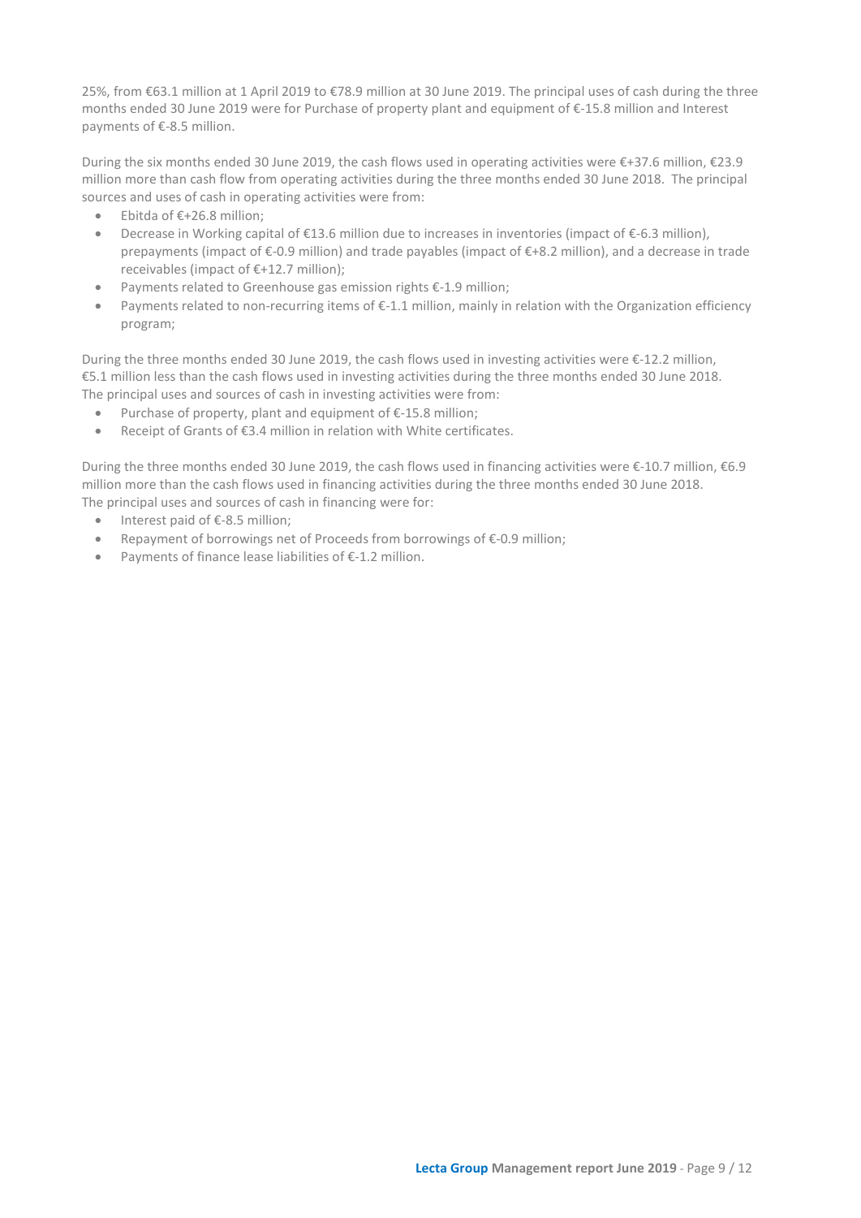25%, from €63.1 million at 1 April 2019 to €78.9 million at 30 June 2019. The principal uses of cash during the three months ended 30 June 2019 were for Purchase of property plant and equipment of €-15.8 million and Interest payments of €-8.5 million.

During the six months ended 30 June 2019, the cash flows used in operating activities were €+37.6 million, €23.9 million more than cash flow from operating activities during the three months ended 30 June 2018. The principal sources and uses of cash in operating activities were from:

- Ebitda of €+26.8 million;
- Decrease in Working capital of €13.6 million due to increases in inventories (impact of €-6.3 million), prepayments (impact of €-0.9 million) and trade payables (impact of €+8.2 million), and a decrease in trade receivables (impact of €+12.7 million);
- Payments related to Greenhouse gas emission rights €-1.9 million;
- Payments related to non-recurring items of €-1.1 million, mainly in relation with the Organization efficiency program;

During the three months ended 30 June 2019, the cash flows used in investing activities were €-12.2 million, €5.1 million less than the cash flows used in investing activities during the three months ended 30 June 2018. The principal uses and sources of cash in investing activities were from:

- Purchase of property, plant and equipment of €-15.8 million;
- Receipt of Grants of €3.4 million in relation with White certificates.

During the three months ended 30 June 2019, the cash flows used in financing activities were €-10.7 million, €6.9 million more than the cash flows used in financing activities during the three months ended 30 June 2018. The principal uses and sources of cash in financing were for:

- Interest paid of €-8.5 million;
- Repayment of borrowings net of Proceeds from borrowings of €-0.9 million;
- Payments of finance lease liabilities of €-1.2 million.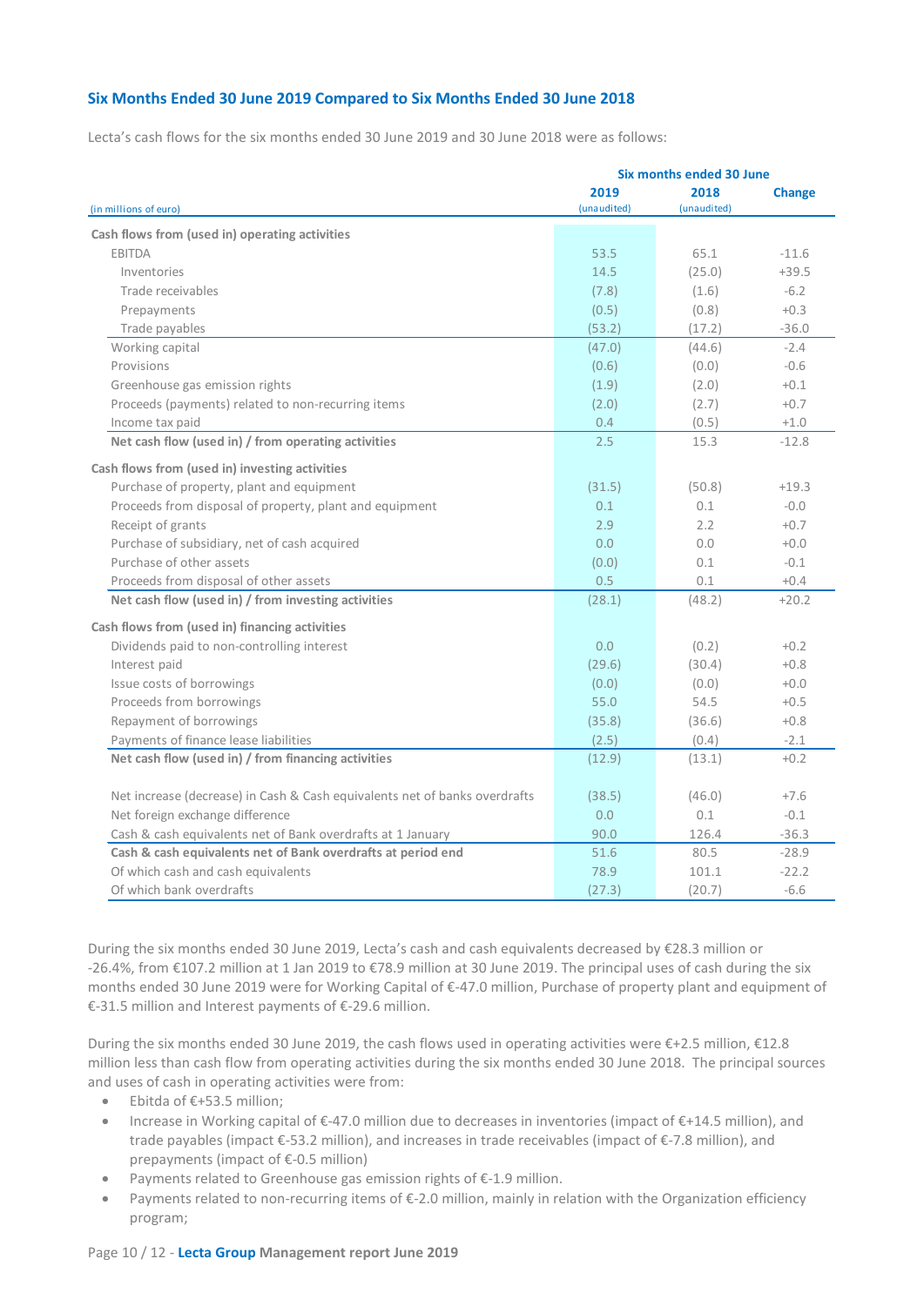## Six Months Ended 30 June 2019 Compared to Six Months Ended 30 June 2018

Lecta's cash flows for the six months ended 30 June 2019 and 30 June 2018 were as follows:

| (in millions of euro) | Six months ended 30 June 2019 (unaudited) | 2018 (unaudited) | Change |
|---|---|---|---|
| **Cash flows from (used in) operating activities** | | | |
| EBITDA | 53.5 | 65.1 | -11.6 |
| Inventories | 14.5 | (25.0) | +39.5 |
| Trade receivables | (7.8) | (1.6) | -6.2 |
| Prepayments | (0.5) | (0.8) | +0.3 |
| Trade payables | (53.2) | (17.2) | -36.0 |
| Working capital | (47.0) | (44.6) | -2.4 |
| Provisions | (0.6) | (0.0) | -0.6 |
| Greenhouse gas emission rights | (1.9) | (2.0) | +0.1 |
| Proceeds (payments) related to non-recurring items | (2.0) | (2.7) | +0.7 |
| Income tax paid | 0.4 | (0.5) | +1.0 |
| **Net cash flow (used in) / from operating activities** | 2.5 | 15.3 | -12.8 |
| **Cash flows from (used in) investing activities** | | | |
| Purchase of property, plant and equipment | (31.5) | (50.8) | +19.3 |
| Proceeds from disposal of property, plant and equipment | 0.1 | 0.1 | -0.0 |
| Receipt of grants | 2.9 | 2.2 | +0.7 |
| Purchase of subsidiary, net of cash acquired | 0.0 | 0.0 | +0.0 |
| Purchase of other assets | (0.0) | 0.1 | -0.1 |
| Proceeds from disposal of other assets | 0.5 | 0.1 | +0.4 |
| **Net cash flow (used in) / from investing activities** | (28.1) | (48.2) | +20.2 |
| **Cash flows from (used in) financing activities** | | | |
| Dividends paid to non-controlling interest | 0.0 | (0.2) | +0.2 |
| Interest paid | (29.6) | (30.4) | +0.8 |
| Issue costs of borrowings | (0.0) | (0.0) | +0.0 |
| Proceeds from borrowings | 55.0 | 54.5 | +0.5 |
| Repayment of borrowings | (35.8) | (36.6) | +0.8 |
| Payments of finance lease liabilities | (2.5) | (0.4) | -2.1 |
| **Net cash flow (used in) / from financing activities** | (12.9) | (13.1) | +0.2 |
| Net increase (decrease) in Cash & Cash equivalents net of banks overdrafts | (38.5) | (46.0) | +7.6 |
| Net foreign exchange difference | 0.0 | 0.1 | -0.1 |
| Cash & cash equivalents net of Bank overdrafts at 1 January | 90.0 | 126.4 | -36.3 |
| **Cash & cash equivalents net of Bank overdrafts at period end** | 51.6 | 80.5 | -28.9 |
| Of which cash and cash equivalents | 78.9 | 101.1 | -22.2 |
| Of which bank overdrafts | (27.3) | (20.7) | -6.6 |

During the six months ended 30 June 2019, Lecta's cash and cash equivalents decreased by €28.3 million or -26.4%, from €107.2 million at 1 Jan 2019 to €78.9 million at 30 June 2019. The principal uses of cash during the six months ended 30 June 2019 were for Working Capital of €-47.0 million, Purchase of property plant and equipment of €-31.5 million and Interest payments of €-29.6 million.

During the six months ended 30 June 2019, the cash flows used in operating activities were €+2.5 million, €12.8 million less than cash flow from operating activities during the six months ended 30 June 2018. The principal sources and uses of cash in operating activities were from:

- Ebitda of €+53.5 million;
- Increase in Working capital of €-47.0 million due to decreases in inventories (impact of €+14.5 million), and trade payables (impact €-53.2 million), and increases in trade receivables (impact of €-7.8 million), and prepayments (impact of €-0.5 million)
- Payments related to Greenhouse gas emission rights of €-1.9 million.
- Payments related to non-recurring items of €-2.0 million, mainly in relation with the Organization efficiency program;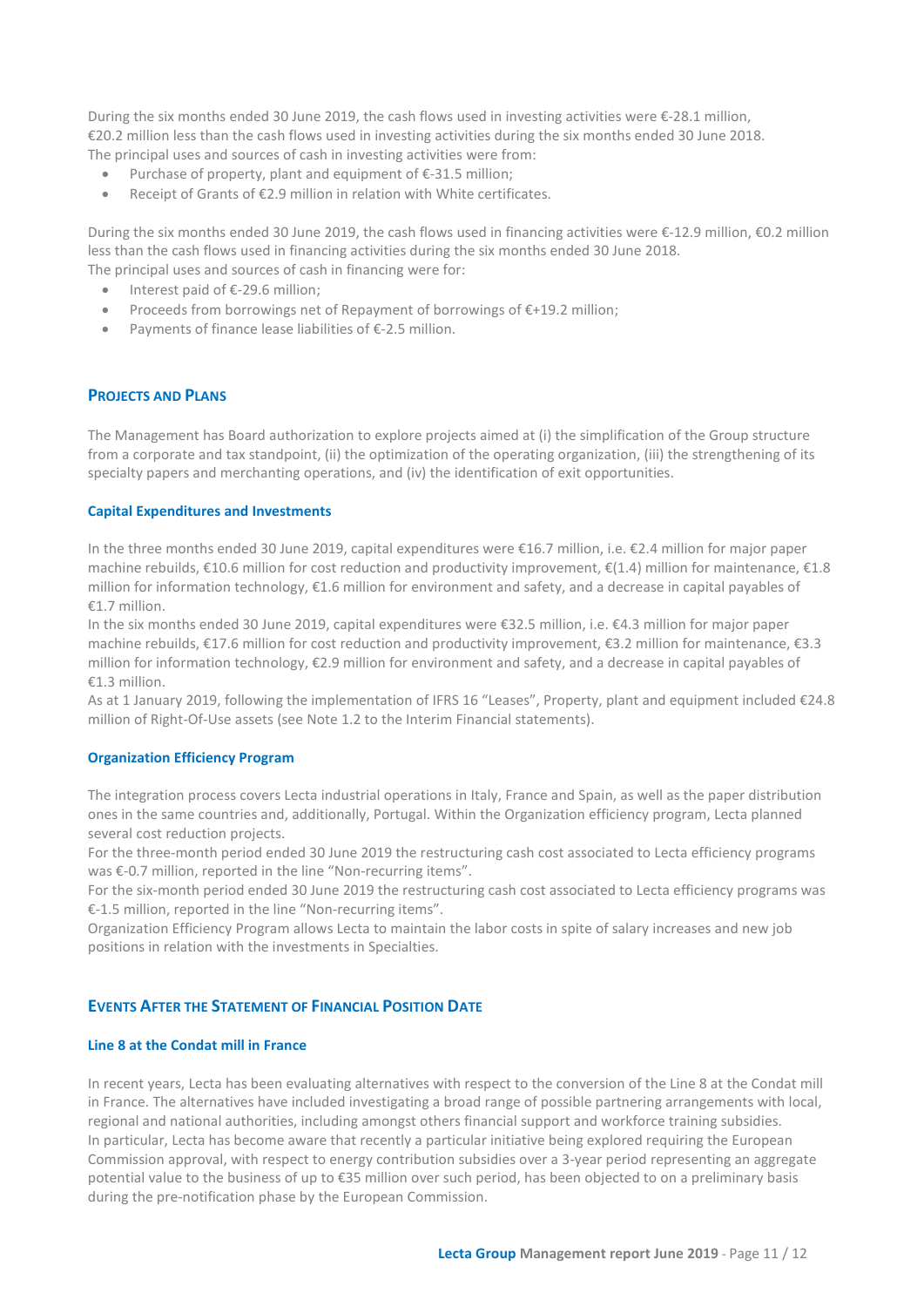During the six months ended 30 June 2019, the cash flows used in investing activities were €-28.1 million, €20.2 million less than the cash flows used in investing activities during the six months ended 30 June 2018. The principal uses and sources of cash in investing activities were from:

- Purchase of property, plant and equipment of €-31.5 million;
- Receipt of Grants of €2.9 million in relation with White certificates.

During the six months ended 30 June 2019, the cash flows used in financing activities were €-12.9 million, €0.2 million less than the cash flows used in financing activities during the six months ended 30 June 2018. The principal uses and sources of cash in financing were for:

- Interest paid of €-29.6 million;
- Proceeds from borrowings net of Repayment of borrowings of €+19.2 million;
- Payments of finance lease liabilities of €-2.5 million.

## Projects and Plans

The Management has Board authorization to explore projects aimed at (i) the simplification of the Group structure from a corporate and tax standpoint, (ii) the optimization of the operating organization, (iii) the strengthening of its specialty papers and merchanting operations, and (iv) the identification of exit opportunities.

### Capital Expenditures and Investments

In the three months ended 30 June 2019, capital expenditures were €16.7 million, i.e. €2.4 million for major paper machine rebuilds, €10.6 million for cost reduction and productivity improvement, €(1.4) million for maintenance, €1.8 million for information technology, €1.6 million for environment and safety, and a decrease in capital payables of €1.7 million.

In the six months ended 30 June 2019, capital expenditures were €32.5 million, i.e. €4.3 million for major paper machine rebuilds, €17.6 million for cost reduction and productivity improvement, €3.2 million for maintenance, €3.3 million for information technology, €2.9 million for environment and safety, and a decrease in capital payables of €1.3 million.

As at 1 January 2019, following the implementation of IFRS 16 "Leases", Property, plant and equipment included €24.8 million of Right-Of-Use assets (see Note 1.2 to the Interim Financial statements).

### Organization Efficiency Program

The integration process covers Lecta industrial operations in Italy, France and Spain, as well as the paper distribution ones in the same countries and, additionally, Portugal. Within the Organization efficiency program, Lecta planned several cost reduction projects.

For the three-month period ended 30 June 2019 the restructuring cash cost associated to Lecta efficiency programs was €-0.7 million, reported in the line "Non-recurring items".

For the six-month period ended 30 June 2019 the restructuring cash cost associated to Lecta efficiency programs was €-1.5 million, reported in the line "Non-recurring items".

Organization Efficiency Program allows Lecta to maintain the labor costs in spite of salary increases and new job positions in relation with the investments in Specialties.

## Events After the Statement of Financial Position Date

### Line 8 at the Condat mill in France

In recent years, Lecta has been evaluating alternatives with respect to the conversion of the Line 8 at the Condat mill in France. The alternatives have included investigating a broad range of possible partnering arrangements with local, regional and national authorities, including amongst others financial support and workforce training subsidies.

In particular, Lecta has become aware that recently a particular initiative being explored requiring the European Commission approval, with respect to energy contribution subsidies over a 3-year period representing an aggregate potential value to the business of up to €35 million over such period, has been objected to on a preliminary basis during the pre-notification phase by the European Commission.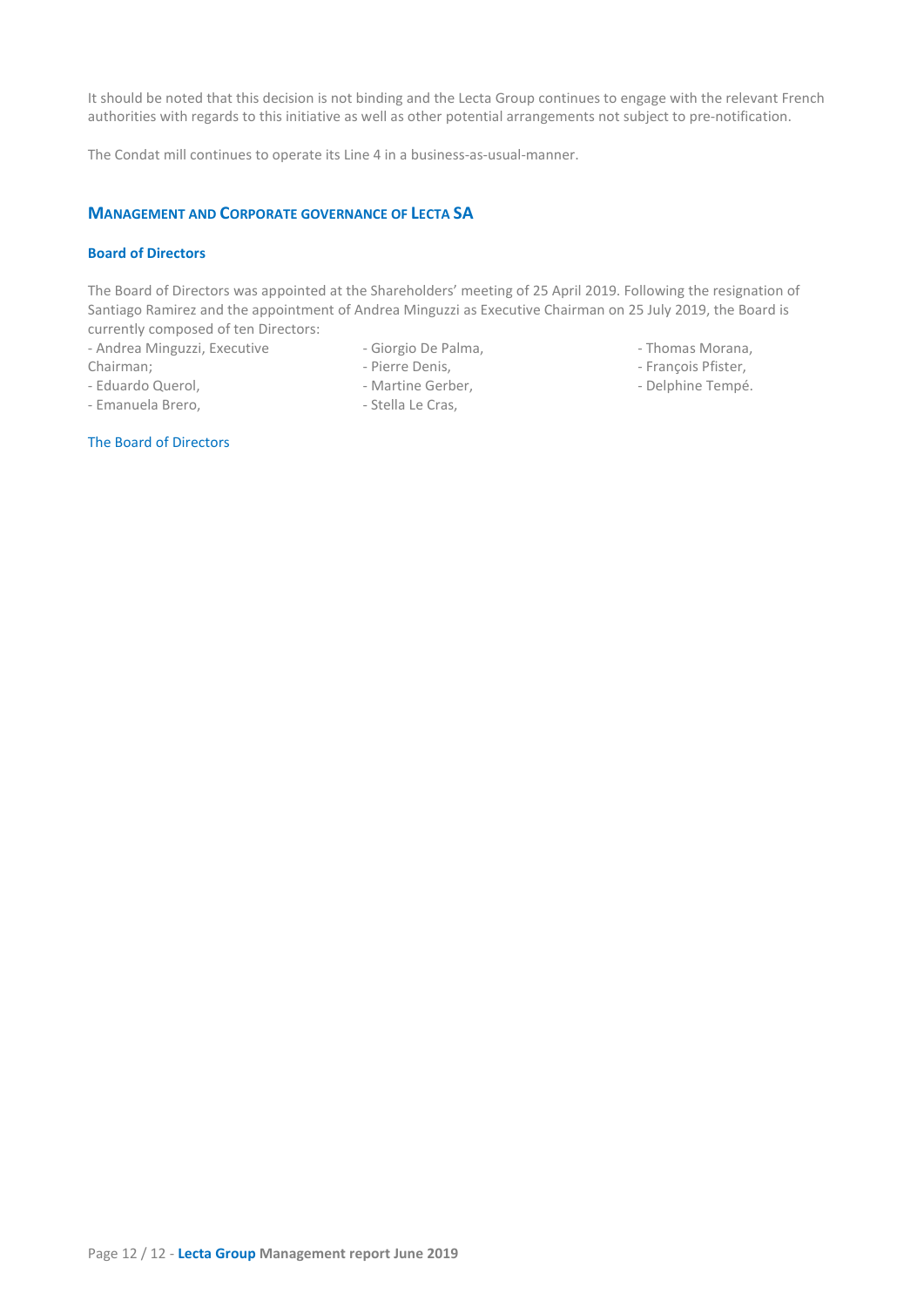It should be noted that this decision is not binding and the Lecta Group continues to engage with the relevant French authorities with regards to this initiative as well as other potential arrangements not subject to pre-notification.

The Condat mill continues to operate its Line 4 in a business-as-usual-manner.

## Management and Corporate governance of Lecta SA

### Board of Directors

The Board of Directors was appointed at the Shareholders' meeting of 25 April 2019. Following the resignation of Santiago Ramirez and the appointment of Andrea Minguzzi as Executive Chairman on 25 July 2019, the Board is currently composed of ten Directors:

- Andrea Minguzzi, Executive Chairman;
- Eduardo Querol,
- Emanuela Brero,
- Giorgio De Palma,
- Pierre Denis,
- Martine Gerber,
- Stella Le Cras,
- Thomas Morana,
- François Pfister,
- Delphine Tempé.

The Board of Directors